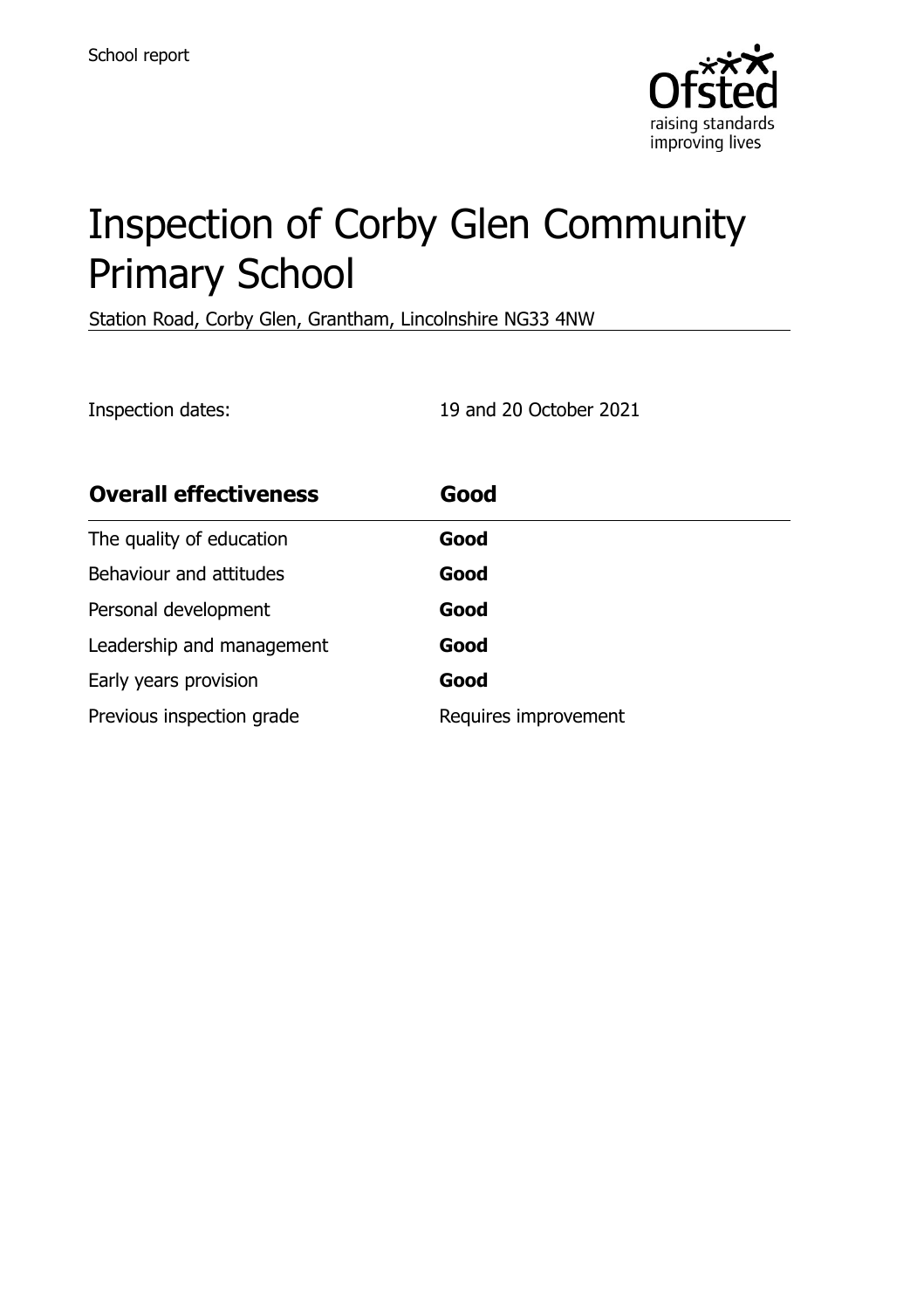School report

# Inspection of Corby Glen Community Primary School

Station Road, Corby Glen, Grantham, Lincolnshire NG33 4NW

Inspection dates: 19 and 20 October 2021

| **Overall effectiveness** | **Good** |
| --- | --- |
| The quality of education | **Good** |
| Behaviour and attitudes | **Good** |
| Personal development | **Good** |
| Leadership and management | **Good** |
| Early years provision | **Good** |
| Previous inspection grade | Requires improvement |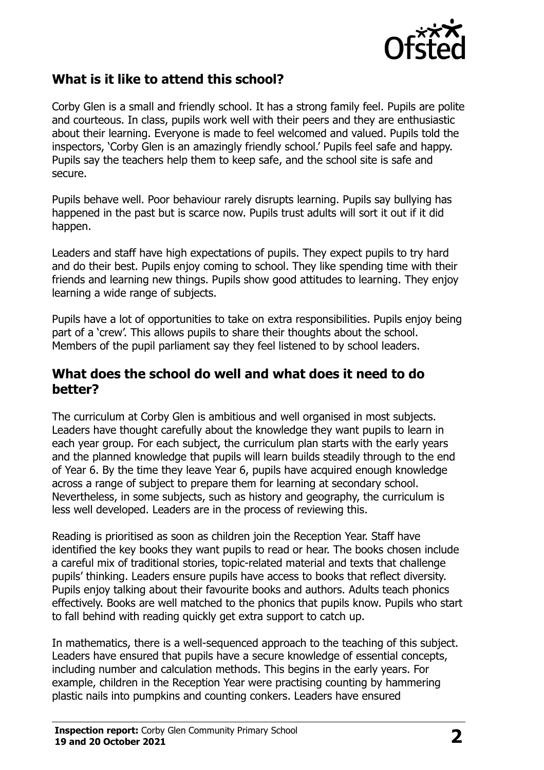## What is it like to attend this school?

Corby Glen is a small and friendly school. It has a strong family feel. Pupils are polite and courteous. In class, pupils work well with their peers and they are enthusiastic about their learning. Everyone is made to feel welcomed and valued. Pupils told the inspectors, 'Corby Glen is an amazingly friendly school.' Pupils feel safe and happy. Pupils say the teachers help them to keep safe, and the school site is safe and secure.

Pupils behave well. Poor behaviour rarely disrupts learning. Pupils say bullying has happened in the past but is scarce now. Pupils trust adults will sort it out if it did happen.

Leaders and staff have high expectations of pupils. They expect pupils to try hard and do their best. Pupils enjoy coming to school. They like spending time with their friends and learning new things. Pupils show good attitudes to learning. They enjoy learning a wide range of subjects.

Pupils have a lot of opportunities to take on extra responsibilities. Pupils enjoy being part of a 'crew'. This allows pupils to share their thoughts about the school. Members of the pupil parliament say they feel listened to by school leaders.

## What does the school do well and what does it need to do better?

The curriculum at Corby Glen is ambitious and well organised in most subjects. Leaders have thought carefully about the knowledge they want pupils to learn in each year group. For each subject, the curriculum plan starts with the early years and the planned knowledge that pupils will learn builds steadily through to the end of Year 6. By the time they leave Year 6, pupils have acquired enough knowledge across a range of subject to prepare them for learning at secondary school. Nevertheless, in some subjects, such as history and geography, the curriculum is less well developed. Leaders are in the process of reviewing this.

Reading is prioritised as soon as children join the Reception Year. Staff have identified the key books they want pupils to read or hear. The books chosen include a careful mix of traditional stories, topic-related material and texts that challenge pupils' thinking. Leaders ensure pupils have access to books that reflect diversity. Pupils enjoy talking about their favourite books and authors. Adults teach phonics effectively. Books are well matched to the phonics that pupils know. Pupils who start to fall behind with reading quickly get extra support to catch up.

In mathematics, there is a well-sequenced approach to the teaching of this subject. Leaders have ensured that pupils have a secure knowledge of essential concepts, including number and calculation methods. This begins in the early years. For example, children in the Reception Year were practising counting by hammering plastic nails into pumpkins and counting conkers. Leaders have ensured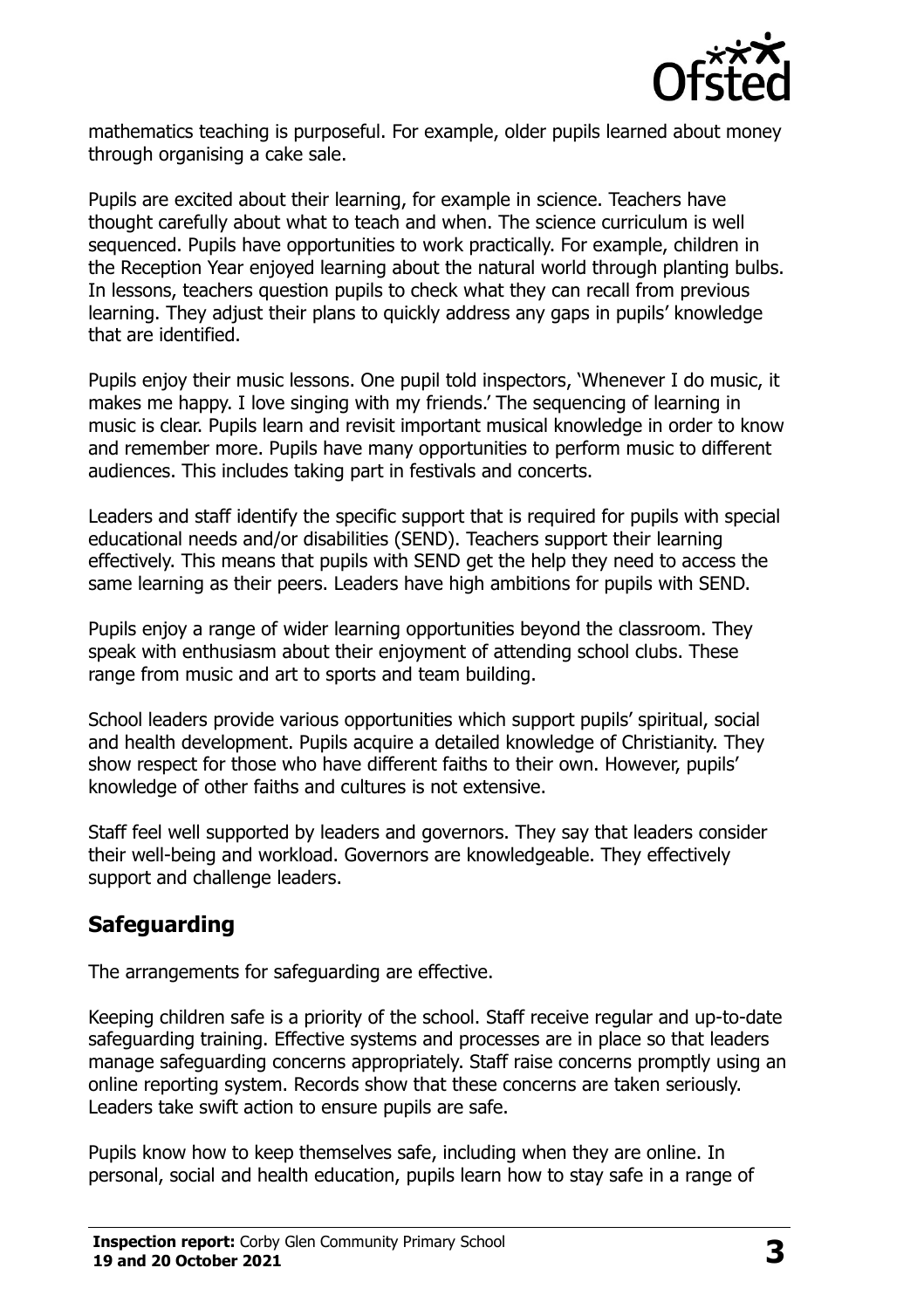mathematics teaching is purposeful. For example, older pupils learned about money through organising a cake sale.

Pupils are excited about their learning, for example in science. Teachers have thought carefully about what to teach and when. The science curriculum is well sequenced. Pupils have opportunities to work practically. For example, children in the Reception Year enjoyed learning about the natural world through planting bulbs. In lessons, teachers question pupils to check what they can recall from previous learning. They adjust their plans to quickly address any gaps in pupils' knowledge that are identified.

Pupils enjoy their music lessons. One pupil told inspectors, 'Whenever I do music, it makes me happy. I love singing with my friends.' The sequencing of learning in music is clear. Pupils learn and revisit important musical knowledge in order to know and remember more. Pupils have many opportunities to perform music to different audiences. This includes taking part in festivals and concerts.

Leaders and staff identify the specific support that is required for pupils with special educational needs and/or disabilities (SEND). Teachers support their learning effectively. This means that pupils with SEND get the help they need to access the same learning as their peers. Leaders have high ambitions for pupils with SEND.

Pupils enjoy a range of wider learning opportunities beyond the classroom. They speak with enthusiasm about their enjoyment of attending school clubs. These range from music and art to sports and team building.

School leaders provide various opportunities which support pupils' spiritual, social and health development. Pupils acquire a detailed knowledge of Christianity. They show respect for those who have different faiths to their own. However, pupils' knowledge of other faiths and cultures is not extensive.

Staff feel well supported by leaders and governors. They say that leaders consider their well-being and workload. Governors are knowledgeable. They effectively support and challenge leaders.

## Safeguarding

The arrangements for safeguarding are effective.

Keeping children safe is a priority of the school. Staff receive regular and up-to-date safeguarding training. Effective systems and processes are in place so that leaders manage safeguarding concerns appropriately. Staff raise concerns promptly using an online reporting system. Records show that these concerns are taken seriously. Leaders take swift action to ensure pupils are safe.

Pupils know how to keep themselves safe, including when they are online. In personal, social and health education, pupils learn how to stay safe in a range of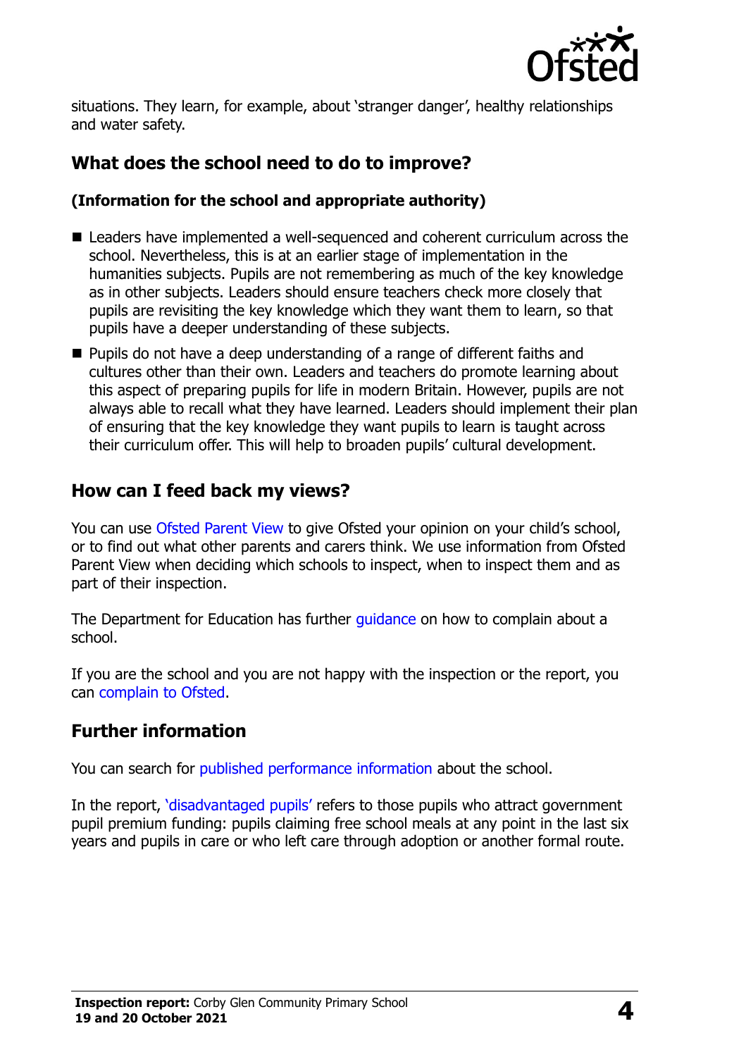situations. They learn, for example, about 'stranger danger', healthy relationships and water safety.

## What does the school need to do to improve?

**(Information for the school and appropriate authority)**

- Leaders have implemented a well-sequenced and coherent curriculum across the school. Nevertheless, this is at an earlier stage of implementation in the humanities subjects. Pupils are not remembering as much of the key knowledge as in other subjects. Leaders should ensure teachers check more closely that pupils are revisiting the key knowledge which they want them to learn, so that pupils have a deeper understanding of these subjects.
- Pupils do not have a deep understanding of a range of different faiths and cultures other than their own. Leaders and teachers do promote learning about this aspect of preparing pupils for life in modern Britain. However, pupils are not always able to recall what they have learned. Leaders should implement their plan of ensuring that the key knowledge they want pupils to learn is taught across their curriculum offer. This will help to broaden pupils' cultural development.

## How can I feed back my views?

You can use Ofsted Parent View to give Ofsted your opinion on your child's school, or to find out what other parents and carers think. We use information from Ofsted Parent View when deciding which schools to inspect, when to inspect them and as part of their inspection.

The Department for Education has further guidance on how to complain about a school.

If you are the school and you are not happy with the inspection or the report, you can complain to Ofsted.

## Further information

You can search for published performance information about the school.

In the report, 'disadvantaged pupils' refers to those pupils who attract government pupil premium funding: pupils claiming free school meals at any point in the last six years and pupils in care or who left care through adoption or another formal route.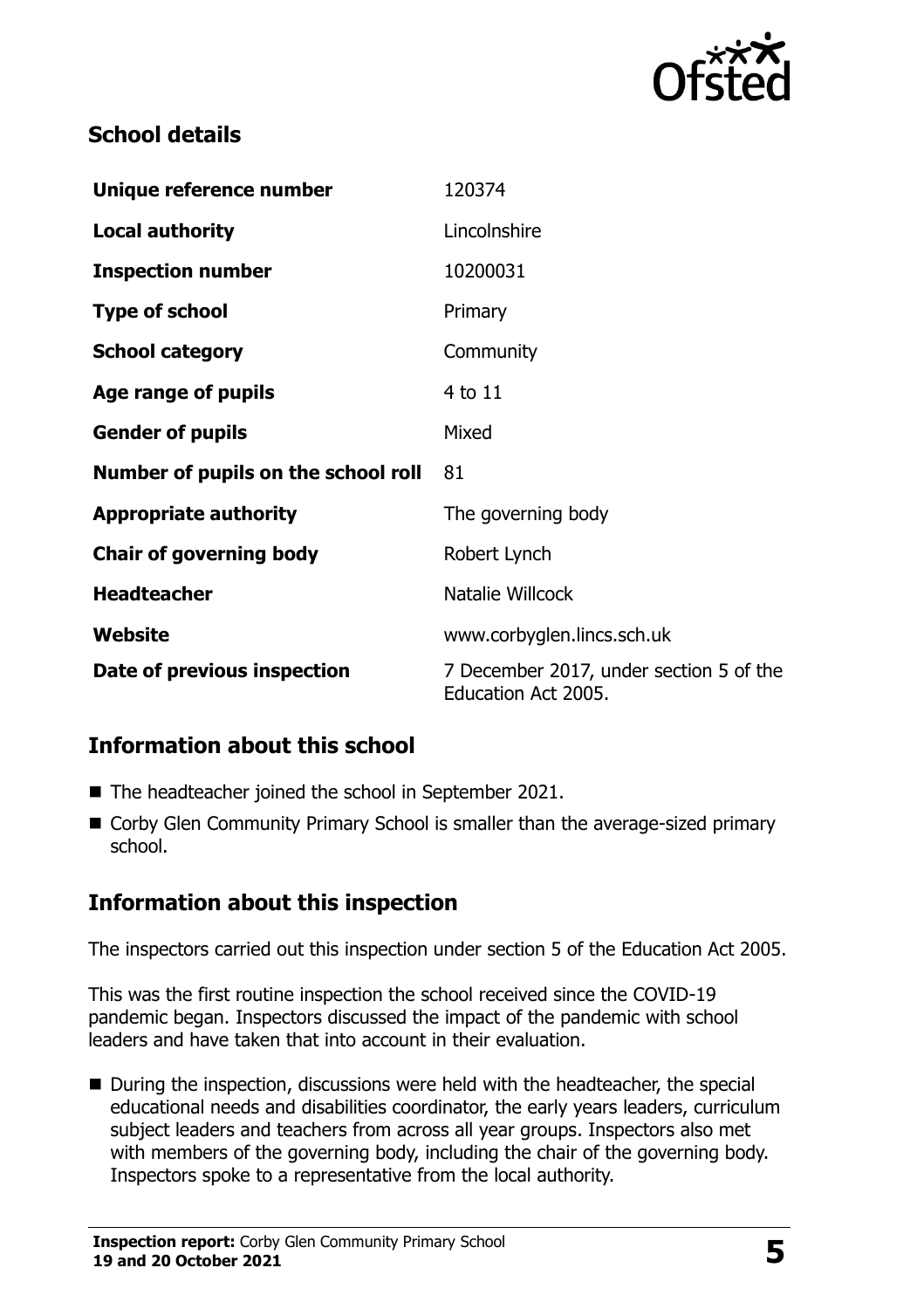## School details

| | |
|---|---|
| **Unique reference number** | 120374 |
| **Local authority** | Lincolnshire |
| **Inspection number** | 10200031 |
| **Type of school** | Primary |
| **School category** | Community |
| **Age range of pupils** | 4 to 11 |
| **Gender of pupils** | Mixed |
| **Number of pupils on the school roll** | 81 |
| **Appropriate authority** | The governing body |
| **Chair of governing body** | Robert Lynch |
| **Headteacher** | Natalie Willcock |
| **Website** | www.corbyglen.lincs.sch.uk |
| **Date of previous inspection** | 7 December 2017, under section 5 of the Education Act 2005. |

## Information about this school

- The headteacher joined the school in September 2021.
- Corby Glen Community Primary School is smaller than the average-sized primary school.

## Information about this inspection

The inspectors carried out this inspection under section 5 of the Education Act 2005.

This was the first routine inspection the school received since the COVID-19 pandemic began. Inspectors discussed the impact of the pandemic with school leaders and have taken that into account in their evaluation.

- During the inspection, discussions were held with the headteacher, the special educational needs and disabilities coordinator, the early years leaders, curriculum subject leaders and teachers from across all year groups. Inspectors also met with members of the governing body, including the chair of the governing body. Inspectors spoke to a representative from the local authority.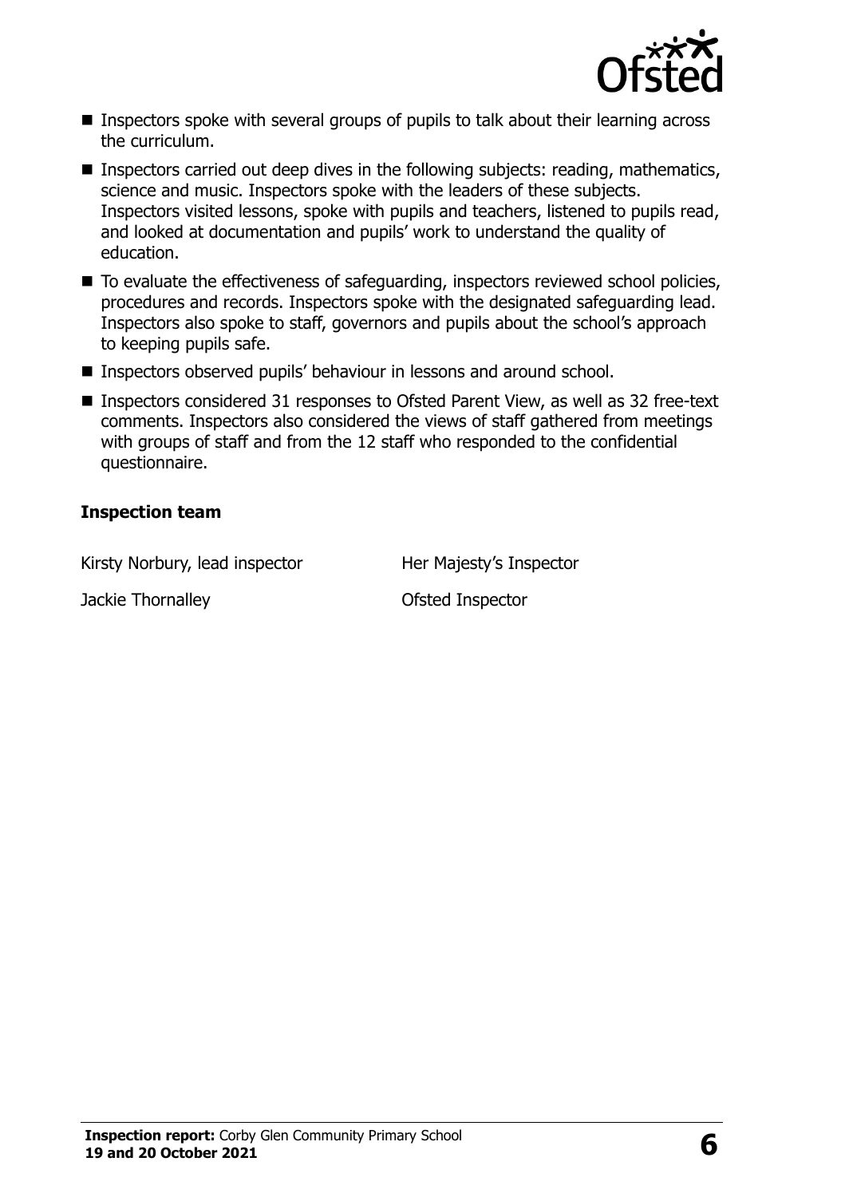- Inspectors spoke with several groups of pupils to talk about their learning across the curriculum.
- Inspectors carried out deep dives in the following subjects: reading, mathematics, science and music. Inspectors spoke with the leaders of these subjects. Inspectors visited lessons, spoke with pupils and teachers, listened to pupils read, and looked at documentation and pupils' work to understand the quality of education.
- To evaluate the effectiveness of safeguarding, inspectors reviewed school policies, procedures and records. Inspectors spoke with the designated safeguarding lead. Inspectors also spoke to staff, governors and pupils about the school's approach to keeping pupils safe.
- Inspectors observed pupils' behaviour in lessons and around school.
- Inspectors considered 31 responses to Ofsted Parent View, as well as 32 free-text comments. Inspectors also considered the views of staff gathered from meetings with groups of staff and from the 12 staff who responded to the confidential questionnaire.

### Inspection team

| | |
|---|---|
| Kirsty Norbury, lead inspector | Her Majesty's Inspector |
| Jackie Thornalley | Ofsted Inspector |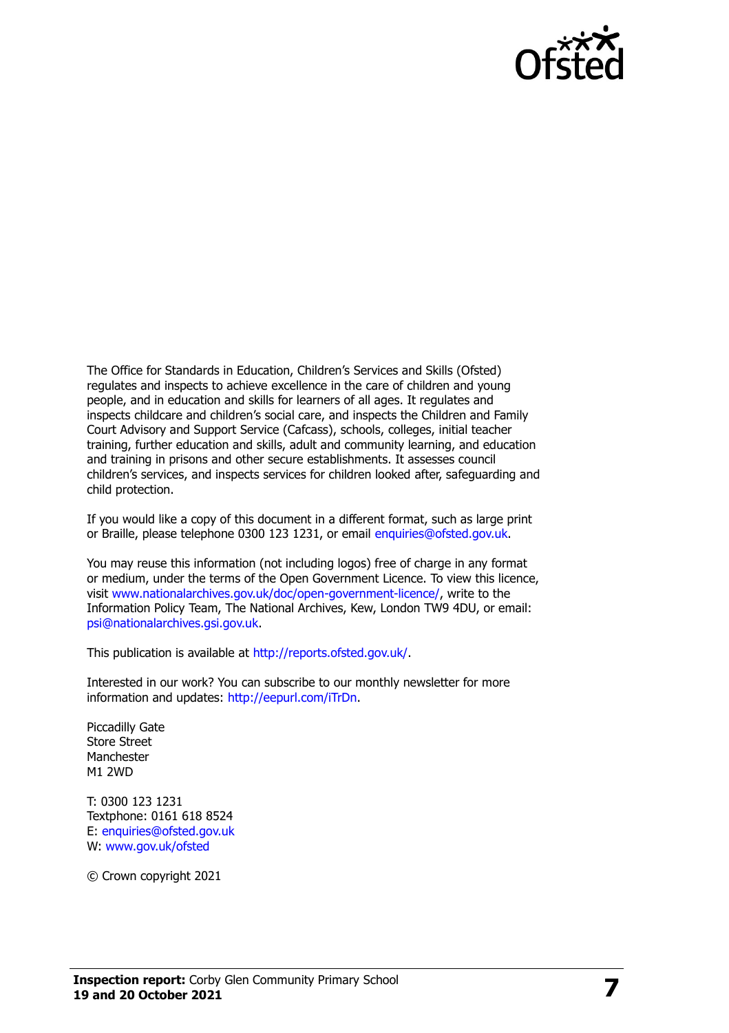The Office for Standards in Education, Children's Services and Skills (Ofsted) regulates and inspects to achieve excellence in the care of children and young people, and in education and skills for learners of all ages. It regulates and inspects childcare and children's social care, and inspects the Children and Family Court Advisory and Support Service (Cafcass), schools, colleges, initial teacher training, further education and skills, adult and community learning, and education and training in prisons and other secure establishments. It assesses council children's services, and inspects services for children looked after, safeguarding and child protection.

If you would like a copy of this document in a different format, such as large print or Braille, please telephone 0300 123 1231, or email enquiries@ofsted.gov.uk.

You may reuse this information (not including logos) free of charge in any format or medium, under the terms of the Open Government Licence. To view this licence, visit www.nationalarchives.gov.uk/doc/open-government-licence/, write to the Information Policy Team, The National Archives, Kew, London TW9 4DU, or email: psi@nationalarchives.gsi.gov.uk.

This publication is available at http://reports.ofsted.gov.uk/.

Interested in our work? You can subscribe to our monthly newsletter for more information and updates: http://eepurl.com/iTrDn.

Piccadilly Gate  
Store Street  
Manchester  
M1 2WD

T: 0300 123 1231  
Textphone: 0161 618 8524  
E: enquiries@ofsted.gov.uk  
W: www.gov.uk/ofsted

© Crown copyright 2021